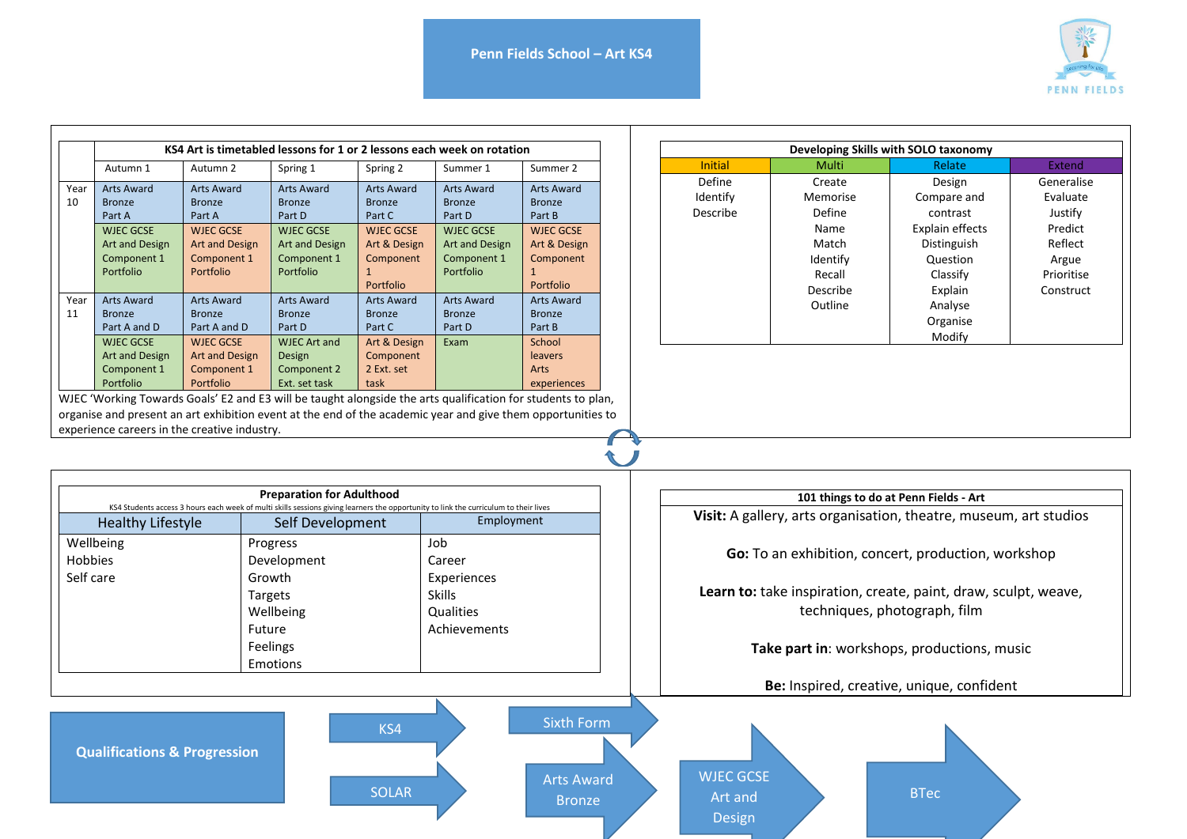# Penn Fields School – Art KS4

PENN FIELDS

| | KS4 Art is timetabled lessons for 1 or 2 lessons each week on rotation | | | | | |
|---|---|---|---|---|---|---|
| | Autumn 1 | Autumn 2 | Spring 1 | Spring 2 | Summer 1 | Summer 2 |
| Year 10 | Arts Award Bronze Part A | Arts Award Bronze Part A | Arts Award Bronze Part D | Arts Award Bronze Part C | Arts Award Bronze Part D | Arts Award Bronze Part B |
| | WJEC GCSE Art and Design Component 1 Portfolio | WJEC GCSE Art and Design Component 1 Portfolio | WJEC GCSE Art and Design Component 1 Portfolio | WJEC GCSE Art & Design Component 1 Portfolio | WJEC GCSE Art and Design Component 1 Portfolio | WJEC GCSE Art & Design Component 1 Portfolio |
| Year 11 | Arts Award Bronze Part A and D | Arts Award Bronze Part A and D | Arts Award Bronze Part D | Arts Award Bronze Part C | Arts Award Bronze Part D | Arts Award Bronze Part B |
| | WJEC GCSE Art and Design Component 1 Portfolio | WJEC GCSE Art and Design Component 1 Portfolio | WJEC Art and Design Component 2 Ext. set task | Art & Design Component 2 Ext. set task | Exam | School leavers Arts experiences |

WJEC 'Working Towards Goals' E2 and E3 will be taught alongside the arts qualification for students to plan, organise and present an art exhibition event at the end of the academic year and give them opportunities to experience careers in the creative industry.

| Developing Skills with SOLO taxonomy | | | |
|---|---|---|---|
| Initial | Multi | Relate | Extend |
| Define<br>Identify<br>Describe | Create<br>Memorise<br>Define<br>Name<br>Match<br>Identify<br>Recall<br>Describe<br>Outline | Design<br>Compare and contrast<br>Explain effects<br>Distinguish<br>Question<br>Classify<br>Explain<br>Analyse<br>Organise<br>Modify | Generalise<br>Evaluate<br>Justify<br>Predict<br>Reflect<br>Argue<br>Prioritise<br>Construct |

| Preparation for Adulthood<br>KS4 Students access 3 hours each week of multi skills sessions giving learners the opportunity to link the curriculum to their lives | | |
|---|---|---|
| Healthy Lifestyle | Self Development | Employment |
| Wellbeing<br>Hobbies<br>Self care | Progress<br>Development<br>Growth<br>Targets<br>Wellbeing<br>Future<br>Feelings<br>Emotions | Job<br>Career<br>Experiences<br>Skills<br>Qualities<br>Achievements |

## 101 things to do at Penn Fields - Art

**Visit:** A gallery, arts organisation, theatre, museum, art studios

**Go:** To an exhibition, concert, production, workshop

**Learn to:** take inspiration, create, paint, draw, sculpt, weave, techniques, photograph, film

**Take part in**: workshops, productions, music

**Be:** Inspired, creative, unique, confident

## Qualifications & Progression

- KS4
- SOLAR
- Sixth Form
- Arts Award Bronze
- WJEC GCSE Art and Design
- BTec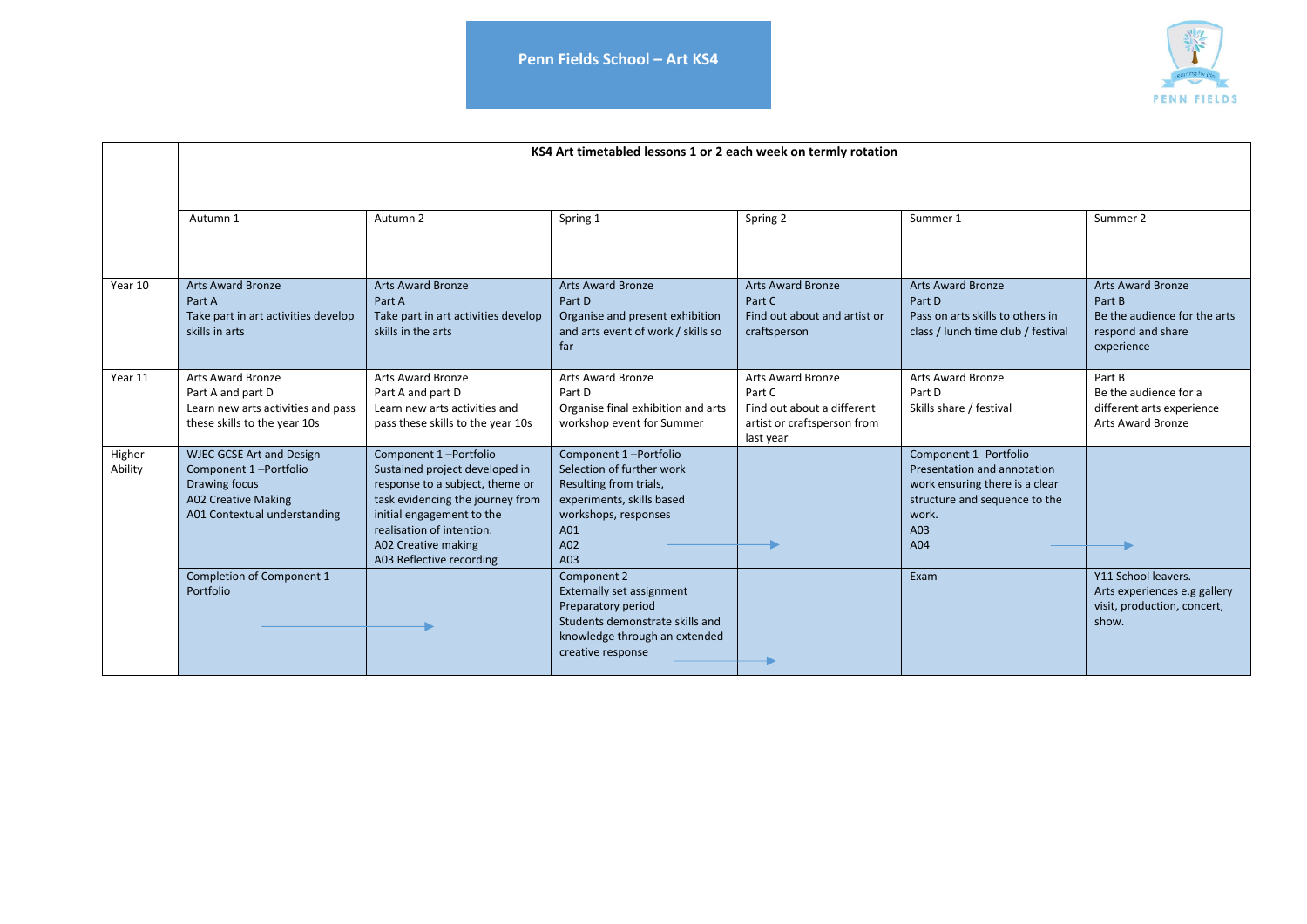# Penn Fields School – Art KS4

| | KS4 Art timetabled lessons 1 or 2 each week on termly rotation | | | | | |
|---|---|---|---|---|---|---|
| | Autumn 1 | Autumn 2 | Spring 1 | Spring 2 | Summer 1 | Summer 2 |
| Year 10 | Arts Award Bronze<br>Part A<br>Take part in art activities develop skills in arts | Arts Award Bronze<br>Part A<br>Take part in art activities develop skills in the arts | Arts Award Bronze<br>Part D<br>Organise and present exhibition and arts event of work / skills so far | Arts Award Bronze<br>Part C<br>Find out about and artist or craftsperson | Arts Award Bronze<br>Part D<br>Pass on arts skills to others in class / lunch time club / festival | Arts Award Bronze<br>Part B<br>Be the audience for the arts respond and share experience |
| Year 11 | Arts Award Bronze<br>Part A and part D<br>Learn new arts activities and pass these skills to the year 10s | Arts Award Bronze<br>Part A and Part D<br>Learn new arts activities and pass these skills to the year 10s | Arts Award Bronze<br>Part D<br>Organise final exhibition and arts workshop event for Summer | Arts Award Bronze<br>Part C<br>Find out about a different artist or craftsperson from last year | Arts Award Bronze<br>Part D<br>Skills share / festival | Part B<br>Be the audience for a different arts experience<br>Arts Award Bronze |
| Higher Ability | WJEC GCSE Art and Design<br>Component 1 –Portfolio<br>Drawing focus<br>A02 Creative Making<br>A01 Contextual understanding | Component 1 –Portfolio<br>Sustained project developed in response to a subject, theme or task evidencing the journey from initial engagement to the realisation of intention.<br>A02 Creative making<br>A03 Reflective recording | Component 1 –Portfolio<br>Selection of further work<br>Resulting from trials, experiments, skills based workshops, responses<br>A01<br>A02<br>A03 → | → | Component 1 -Portfolio<br>Presentation and annotation work ensuring there is a clear structure and sequence to the work.<br>A03<br>A04 → | → |
| | Completion of Component 1 Portfolio → | → | Component 2<br>Externally set assignment<br>Preparatory period<br>Students demonstrate skills and knowledge through an extended creative response → | → | Exam | Y11 School leavers.<br>Arts experiences e.g gallery visit, production, concert, show. |